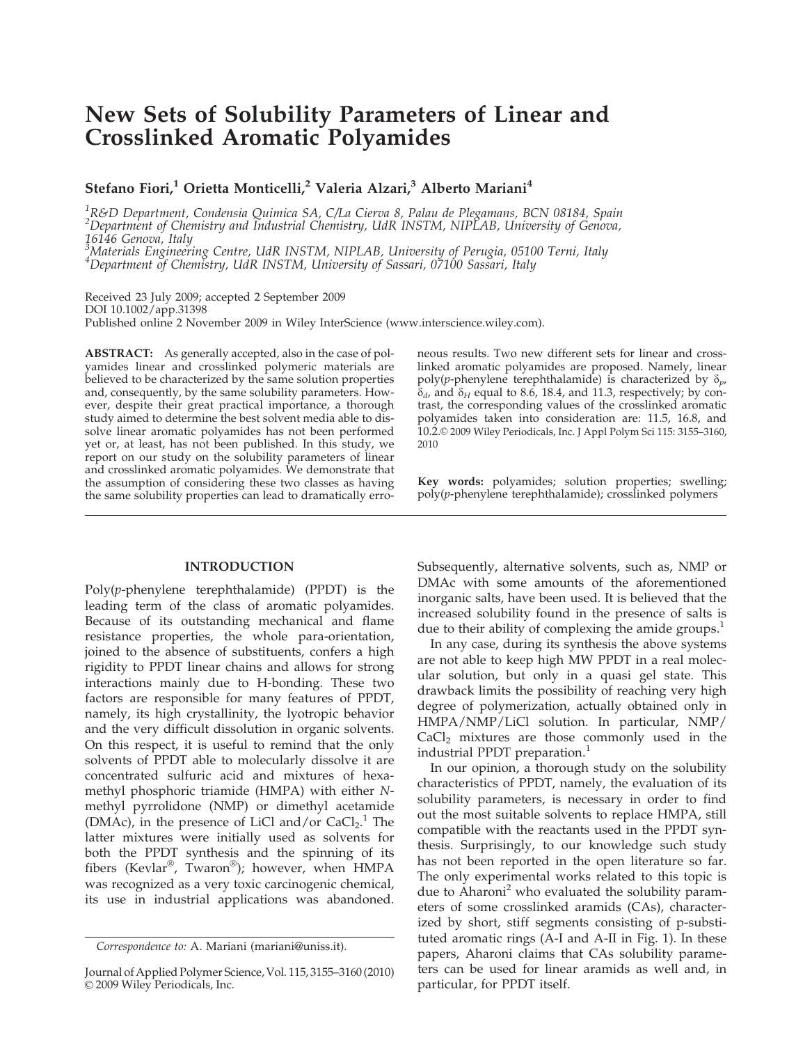# New Sets of Solubility Parameters of Linear and Crosslinked Aromatic Polyamides

**Stefano Fiori,[1] Orietta Monticelli,[2] Valeria Alzari,[3] Alberto Mariani[4]**

[1]*R&D Department, Condensia Quimica SA, C/La Cierva 8, Palau de Plegamans, BCN 08184, Spain*
[2]*Department of Chemistry and Industrial Chemistry, UdR INSTM, NIPLAB, University of Genova, 16146 Genova, Italy*
[3]*Materials Engineering Centre, UdR INSTM, NIPLAB, University of Perugia, 05100 Terni, Italy*
[4]*Department of Chemistry, UdR INSTM, University of Sassari, 07100 Sassari, Italy*

Received 23 July 2009; accepted 2 September 2009
DOI 10.1002/app.31398
Published online 2 November 2009 in Wiley InterScience (www.interscience.wiley.com).

**ABSTRACT:** As generally accepted, also in the case of polyamides linear and crosslinked polymeric materials are believed to be characterized by the same solution properties and, consequently, by the same solubility parameters. However, despite their great practical importance, a thorough study aimed to determine the best solvent media able to dissolve linear aromatic polyamides has not been performed yet or, at least, has not been published. In this study, we report on our study on the solubility parameters of linear and crosslinked aromatic polyamides. We demonstrate that the assumption of considering these two classes as having the same solubility properties can lead to dramatically erroneous results. Two new different sets for linear and crosslinked aromatic polyamides are proposed. Namely, linear poly(*p*-phenylene terephthalamide) is characterized by $\delta_p$, $\delta_d$, and $\delta_H$ equal to 8.6, 18.4, and 11.3, respectively; by contrast, the corresponding values of the crosslinked aromatic polyamides taken into consideration are: 11.5, 16.8, and 10.2. © 2009 Wiley Periodicals, Inc. J Appl Polym Sci 115: 3155–3160, 2010

**Key words:** polyamides; solution properties; swelling; poly(*p*-phenylene terephthalamide); crosslinked polymers

## INTRODUCTION

Poly(*p*-phenylene terephthalamide) (PPDT) is the leading term of the class of aromatic polyamides. Because of its outstanding mechanical and flame resistance properties, the whole para-orientation, joined to the absence of substituents, confers a high rigidity to PPDT linear chains and allows for strong interactions mainly due to H-bonding. These two factors are responsible for many features of PPDT, namely, its high crystallinity, the lyotropic behavior and the very difficult dissolution in organic solvents. On this respect, it is useful to remind that the only solvents of PPDT able to molecularly dissolve it are concentrated sulfuric acid and mixtures of hexamethyl phosphoric triamide (HMPA) with either *N*-methyl pyrrolidone (NMP) or dimethyl acetamide (DMAc), in the presence of LiCl and/or $CaCl_2$.[1] The latter mixtures were initially used as solvents for both the PPDT synthesis and the spinning of its fibers (Kevlar®, Twaron®); however, when HMPA was recognized as a very toxic carcinogenic chemical, its use in industrial applications was abandoned. Subsequently, alternative solvents, such as, NMP or DMAc with some amounts of the aforementioned inorganic salts, have been used. It is believed that the increased solubility found in the presence of salts is due to their ability of complexing the amide groups.[1]

In any case, during its synthesis the above systems are not able to keep high MW PPDT in a real molecular solution, but only in a quasi gel state. This drawback limits the possibility of reaching very high degree of polymerization, actually obtained only in HMPA/NMP/LiCl solution. In particular, NMP/$CaCl_2$ mixtures are those commonly used in the industrial PPDT preparation.[1]

In our opinion, a thorough study on the solubility characteristics of PPDT, namely, the evaluation of its solubility parameters, is necessary in order to find out the most suitable solvents to replace HMPA, still compatible with the reactants used in the PPDT synthesis. Surprisingly, to our knowledge such study has not been reported in the open literature so far. The only experimental works related to this topic is due to Aharoni[2] who evaluated the solubility parameters of some crosslinked aramids (CAs), characterized by short, stiff segments consisting of p-substituted aromatic rings (A-I and A-II in Fig. 1). In these papers, Aharoni claims that CAs solubility parameters can be used for linear aramids as well and, in particular, for PPDT itself.

*Correspondence to:* A. Mariani (mariani@uniss.it).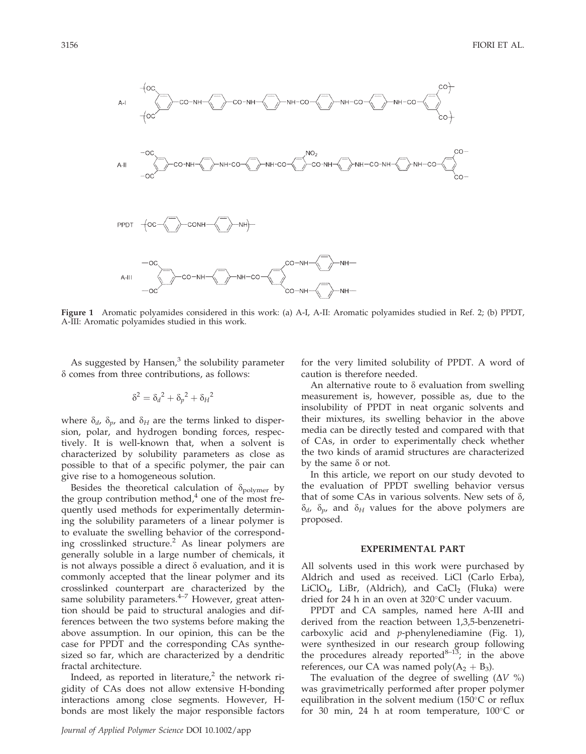Figure 1 Aromatic polyamides considered in this work: (a) A-I, A-II: Aromatic polyamides studied in Ref. 2; (b) PPDT, A-III: Aromatic polyamides studied in this work.

As suggested by Hansen,[3] the solubility parameter δ comes from three contributions, as follows:

$$\delta^2 = \delta_d{}^2 + \delta_p{}^2 + \delta_H{}^2$$

where $\delta_d$, $\delta_p$, and $\delta_H$ are the terms linked to dispersion, polar, and hydrogen bonding forces, respectively. It is well-known that, when a solvent is characterized by solubility parameters as close as possible to that of a specific polymer, the pair can give rise to a homogeneous solution.

Besides the theoretical calculation of $\delta_{polymer}$ by the group contribution method,[4] one of the most frequently used methods for experimentally determining the solubility parameters of a linear polymer is to evaluate the swelling behavior of the corresponding crosslinked structure.[2] As linear polymers are generally soluble in a large number of chemicals, it is not always possible a direct δ evaluation, and it is commonly accepted that the linear polymer and its crosslinked counterpart are characterized by the same solubility parameters.[4–7] However, great attention should be paid to structural analogies and differences between the two systems before making the above assumption. In our opinion, this can be the case for PPDT and the corresponding CAs synthesized so far, which are characterized by a dendritic fractal architecture.

Indeed, as reported in literature,[2] the network rigidity of CAs does not allow extensive H-bonding interactions among close segments. However, H-bonds are most likely the major responsible factors for the very limited solubility of PPDT. A word of caution is therefore needed.

An alternative route to δ evaluation from swelling measurement is, however, possible as, due to the insolubility of PPDT in neat organic solvents and their mixtures, its swelling behavior in the above media can be directly tested and compared with that of CAs, in order to experimentally check whether the two kinds of aramid structures are characterized by the same δ or not.

In this article, we report on our study devoted to the evaluation of PPDT swelling behavior versus that of some CAs in various solvents. New sets of δ, $\delta_d$, $\delta_p$, and $\delta_H$ values for the above polymers are proposed.

## EXPERIMENTAL PART

All solvents used in this work were purchased by Aldrich and used as received. LiCl (Carlo Erba), $LiClO_4$, LiBr, (Aldrich), and $CaCl_2$ (Fluka) were dried for 24 h in an oven at 320°C under vacuum.

PPDT and CA samples, named here A-III and derived from the reaction between 1,3,5-benzenetricarboxylic acid and *p*-phenylenediamine (Fig. 1), were synthesized in our research group following the procedures already reported[8–13]; in the above references, our CA was named poly($A_2 + B_3$).

The evaluation of the degree of swelling ($\Delta V$ %) was gravimetrically performed after proper polymer equilibration in the solvent medium (150°C or reflux for 30 min, 24 h at room temperature, 100°C or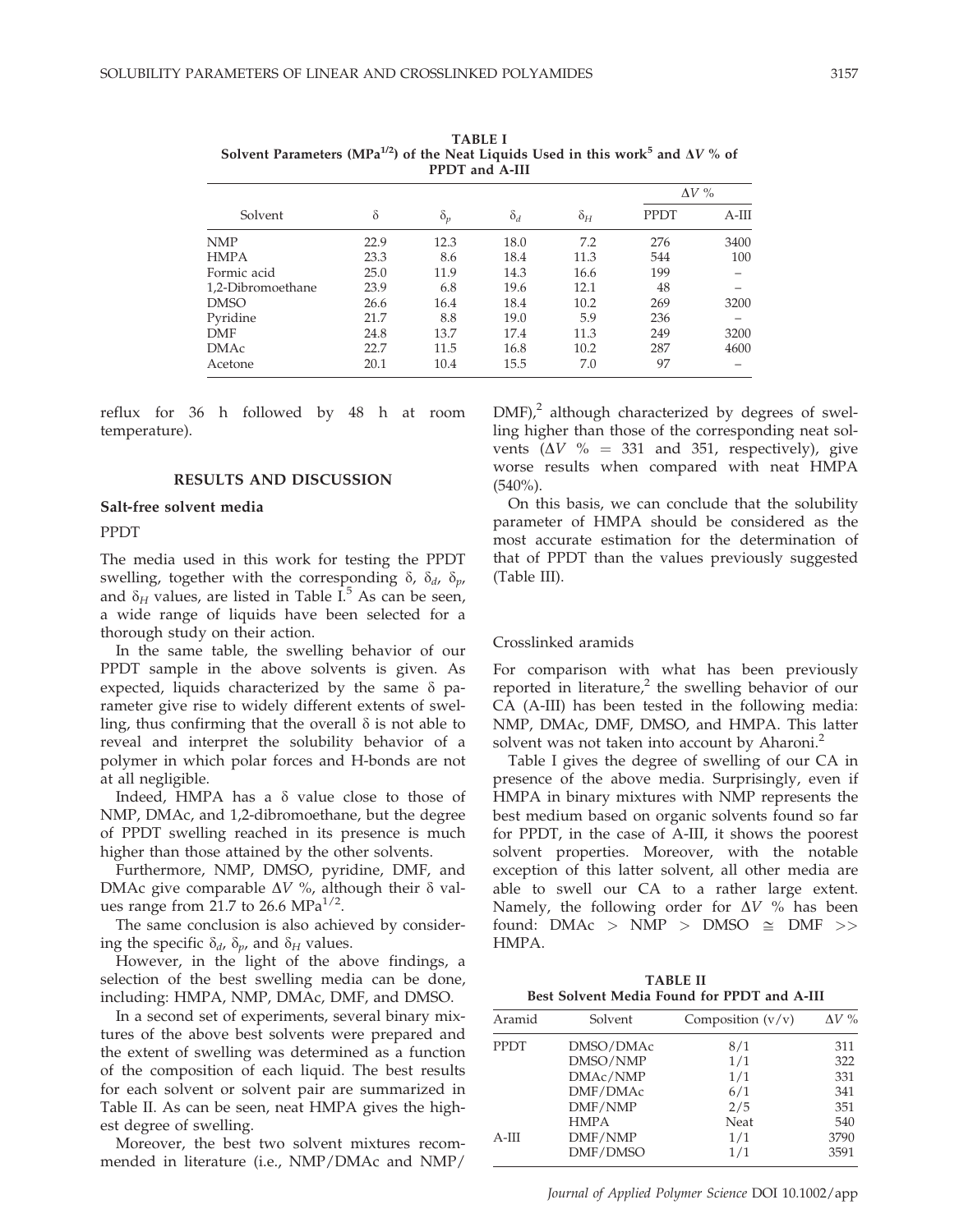**TABLE I**
**Solvent Parameters (MPa$^{1/2}$) of the Neat Liquids Used in this work[5] and $\Delta V$ % of PPDT and A-III**

| Solvent | $\delta$ | $\delta_p$ | $\delta_d$ | $\delta_H$ | $\Delta V$ % | |
|---|---|---|---|---|---|---|
| | | | | | PPDT | A-III |
| NMP | 22.9 | 12.3 | 18.0 | 7.2 | 276 | 3400 |
| HMPA | 23.3 | 8.6 | 18.4 | 11.3 | 544 | 100 |
| Formic acid | 25.0 | 11.9 | 14.3 | 16.6 | 199 | – |
| 1,2-Dibromoethane | 23.9 | 6.8 | 19.6 | 12.1 | 48 | – |
| DMSO | 26.6 | 16.4 | 18.4 | 10.2 | 269 | 3200 |
| Pyridine | 21.7 | 8.8 | 19.0 | 5.9 | 236 | – |
| DMF | 24.8 | 13.7 | 17.4 | 11.3 | 249 | 3200 |
| DMAc | 22.7 | 11.5 | 16.8 | 10.2 | 287 | 4600 |
| Acetone | 20.1 | 10.4 | 15.5 | 7.0 | 97 | – |

reflux for 36 h followed by 48 h at room temperature).

## RESULTS AND DISCUSSION

### Salt-free solvent media

#### PPDT

The media used in this work for testing the PPDT swelling, together with the corresponding $\delta$, $\delta_d$, $\delta_p$, and $\delta_H$ values, are listed in Table I.[5] As can be seen, a wide range of liquids have been selected for a thorough study on their action.

In the same table, the swelling behavior of our PPDT sample in the above solvents is given. As expected, liquids characterized by the same $\delta$ parameter give rise to widely different extents of swelling, thus confirming that the overall $\delta$ is not able to reveal and interpret the solubility behavior of a polymer in which polar forces and H-bonds are not at all negligible.

Indeed, HMPA has a $\delta$ value close to those of NMP, DMAc, and 1,2-dibromoethane, but the degree of PPDT swelling reached in its presence is much higher than those attained by the other solvents.

Furthermore, NMP, DMSO, pyridine, DMF, and DMAc give comparable $\Delta V$ %, although their $\delta$ values range from 21.7 to 26.6 MPa$^{1/2}$.

The same conclusion is also achieved by considering the specific $\delta_d$, $\delta_p$, and $\delta_H$ values.

However, in the light of the above findings, a selection of the best swelling media can be done, including: HMPA, NMP, DMAc, DMF, and DMSO.

In a second set of experiments, several binary mixtures of the above best solvents were prepared and the extent of swelling was determined as a function of the composition of each liquid. The best results for each solvent or solvent pair are summarized in Table II. As can be seen, neat HMPA gives the highest degree of swelling.

Moreover, the best two solvent mixtures recommended in literature (i.e., NMP/DMAc and NMP/DMF),[2] although characterized by degrees of swelling higher than those of the corresponding neat solvents ($\Delta V$ % = 331 and 351, respectively), give worse results when compared with neat HMPA (540%).

On this basis, we can conclude that the solubility parameter of HMPA should be considered as the most accurate estimation for the determination of that of PPDT than the values previously suggested (Table III).

#### Crosslinked aramids

For comparison with what has been previously reported in literature,[2] the swelling behavior of our CA (A-III) has been tested in the following media: NMP, DMAc, DMF, DMSO, and HMPA. This latter solvent was not taken into account by Aharoni.[2]

Table I gives the degree of swelling of our CA in presence of the above media. Surprisingly, even if HMPA in binary mixtures with NMP represents the best medium based on organic solvents found so far for PPDT, in the case of A-III, it shows the poorest solvent properties. Moreover, with the notable exception of this latter solvent, all other media are able to swell our CA to a rather large extent. Namely, the following order for $\Delta V$ % has been found: DMAc > NMP > DMSO ≅ DMF >> HMPA.

**TABLE II**
**Best Solvent Media Found for PPDT and A-III**

| Aramid | Solvent | Composition (v/v) | $\Delta V$ % |
|---|---|---|---|
| PPDT | DMSO/DMAc | 8/1 | 311 |
| | DMSO/NMP | 1/1 | 322 |
| | DMAc/NMP | 1/1 | 331 |
| | DMF/DMAc | 6/1 | 341 |
| | DMF/NMP | 2/5 | 351 |
| | HMPA | Neat | 540 |
| A-III | DMF/NMP | 1/1 | 3790 |
| | DMF/DMSO | 1/1 | 3591 |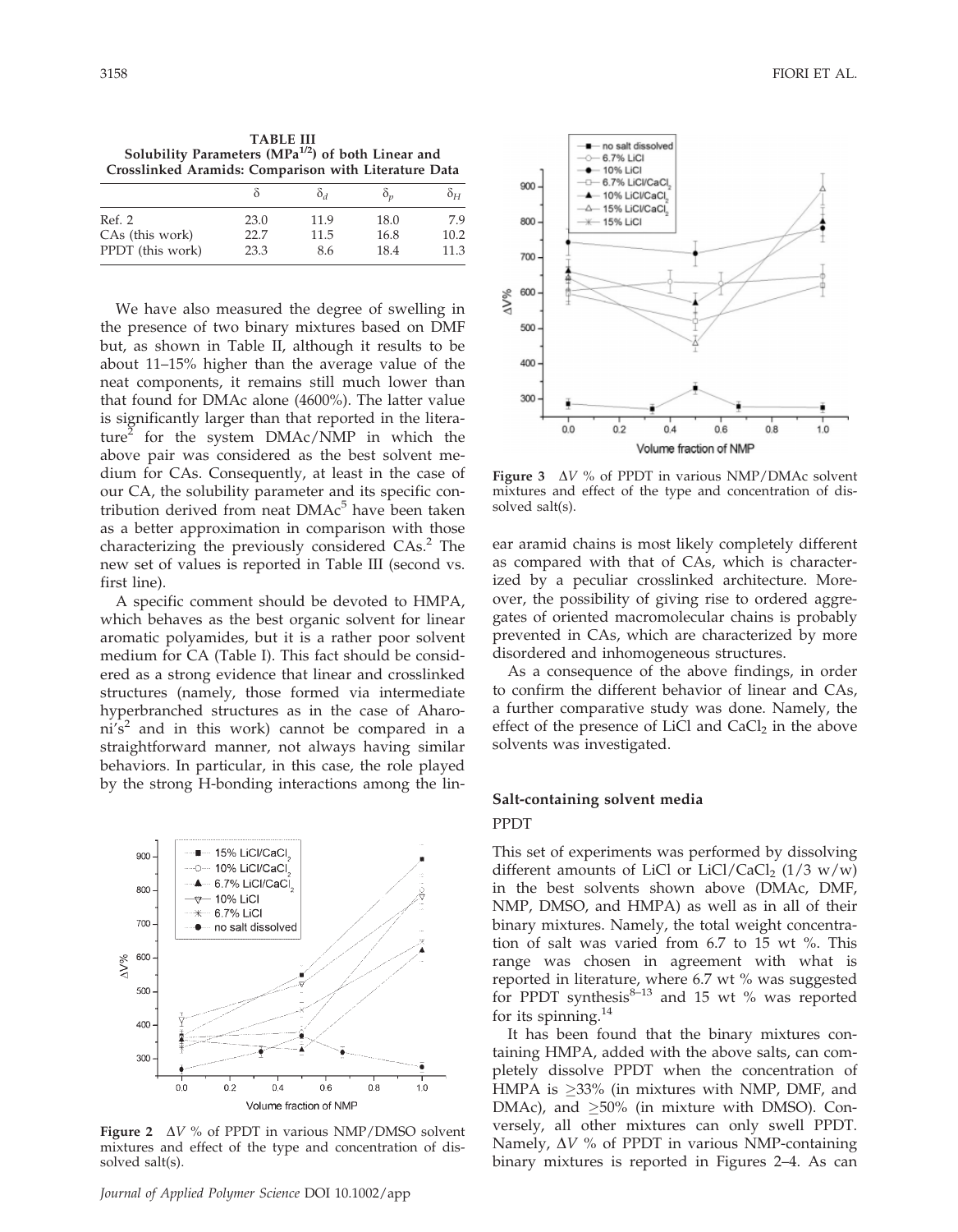**TABLE III**
**Solubility Parameters ($MPa^{1/2}$) of both Linear and Crosslinked Aramids: Comparison with Literature Data**

| | $\delta$ | $\delta_d$ | $\delta_p$ | $\delta_H$ |
|---|---|---|---|---|
| Ref. 2 | 23.0 | 11.9 | 18.0 | 7.9 |
| CAs (this work) | 22.7 | 11.5 | 16.8 | 10.2 |
| PPDT (this work) | 23.3 | 8.6 | 18.4 | 11.3 |

We have also measured the degree of swelling in the presence of two binary mixtures based on DMF but, as shown in Table II, although it results to be about 11–15% higher than the average value of the neat components, it remains still much lower than that found for DMAc alone (4600%). The latter value is significantly larger than that reported in the literature[2] for the system DMAc/NMP in which the above pair was considered as the best solvent medium for CAs. Consequently, at least in the case of our CA, the solubility parameter and its specific contribution derived from neat DMAc[5] have been taken as a better approximation in comparison with those characterizing the previously considered CAs.[2] The new set of values is reported in Table III (second vs. first line).

A specific comment should be devoted to HMPA, which behaves as the best organic solvent for linear aromatic polyamides, but it is a rather poor solvent medium for CA (Table I). This fact should be considered as a strong evidence that linear and crosslinked structures (namely, those formed via intermediate hyperbranched structures as in the case of Aharoni's[2] and in this work) cannot be compared in a straightforward manner, not always having similar behaviors. In particular, in this case, the role played by the strong H-bonding interactions among the linear aramid chains is most likely completely different as compared with that of CAs, which is characterized by a peculiar crosslinked architecture. Moreover, the possibility of giving rise to ordered aggregates of oriented macromolecular chains is probably prevented in CAs, which are characterized by more disordered and inhomogeneous structures.

As a consequence of the above findings, in order to confirm the different behavior of linear and CAs, a further comparative study was done. Namely, the effect of the presence of LiCl and $CaCl_2$ in the above solvents was investigated.

**Figure 2** $\Delta V$ % of PPDT in various NMP/DMSO solvent mixtures and effect of the type and concentration of dissolved salt(s).

**Figure 3** $\Delta V$ % of PPDT in various NMP/DMAc solvent mixtures and effect of the type and concentration of dissolved salt(s).

## Salt-containing solvent media

### PPDT

This set of experiments was performed by dissolving different amounts of LiCl or LiCl/$CaCl_2$ (1/3 w/w) in the best solvents shown above (DMAc, DMF, NMP, DMSO, and HMPA) as well as in all of their binary mixtures. Namely, the total weight concentration of salt was varied from 6.7 to 15 wt %. This range was chosen in agreement with what is reported in literature, where 6.7 wt % was suggested for PPDT synthesis[8–13] and 15 wt % was reported for its spinning.[14]

It has been found that the binary mixtures containing HMPA, added with the above salts, can completely dissolve PPDT when the concentration of HMPA is $\geq$33% (in mixtures with NMP, DMF, and DMAc), and $\geq$50% (in mixture with DMSO). Conversely, all other mixtures can only swell PPDT. Namely, $\Delta V$ % of PPDT in various NMP-containing binary mixtures is reported in Figures 2–4. As can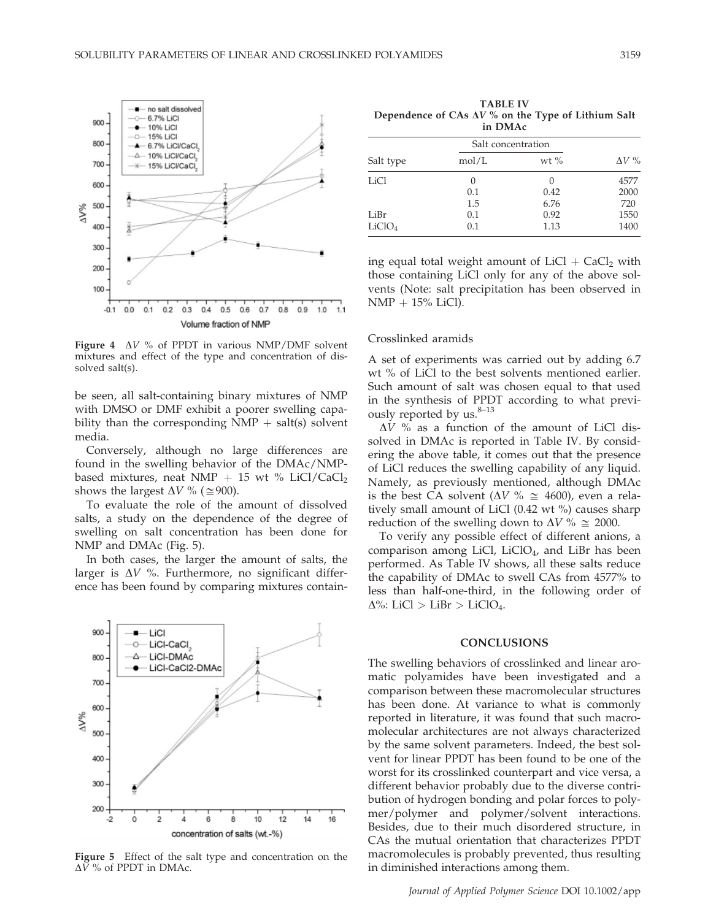Figure 4 $\Delta V$ % of PPDT in various NMP/DMF solvent mixtures and effect of the type and concentration of dissolved salt(s).

be seen, all salt-containing binary mixtures of NMP with DMSO or DMF exhibit a poorer swelling capability than the corresponding NMP + salt(s) solvent media.

Conversely, although no large differences are found in the swelling behavior of the DMAc/NMP-based mixtures, neat NMP + 15 wt % $LiCl/CaCl_2$ shows the largest $\Delta V$ % ($\cong$900).

To evaluate the role of the amount of dissolved salts, a study on the dependence of the degree of swelling on salt concentration has been done for NMP and DMAc (Fig. 5).

In both cases, the larger the amount of salts, the larger is $\Delta V$ %. Furthermore, no significant difference has been found by comparing mixtures containing equal total weight amount of LiCl + $CaCl_2$ with those containing LiCl only for any of the above solvents (Note: salt precipitation has been observed in NMP + 15% LiCl).

Figure 5 Effect of the salt type and concentration on the $\Delta V$ % of PPDT in DMAc.

**TABLE IV**
**Dependence of CAs $\Delta V$ % on the Type of Lithium Salt in DMAc**

| Salt type | Salt concentration | | $\Delta V$ % |
|---|---|---|---|
| | mol/L | wt % | |
| LiCl | 0 | 0 | 4577 |
| | 0.1 | 0.42 | 2000 |
| | 1.5 | 6.76 | 720 |
| LiBr | 0.1 | 0.92 | 1550 |
| $LiClO_4$ | 0.1 | 1.13 | 1400 |

## Crosslinked aramids

A set of experiments was carried out by adding 6.7 wt % of LiCl to the best solvents mentioned earlier. Such amount of salt was chosen equal to that used in the synthesis of PPDT according to what previously reported by us.[8–13]

$\Delta V$ % as a function of the amount of LiCl dissolved in DMAc is reported in Table IV. By considering the above table, it comes out that the presence of LiCl reduces the swelling capability of any liquid. Namely, as previously mentioned, although DMAc is the best CA solvent ($\Delta V$ % $\cong$ 4600), even a relatively small amount of LiCl (0.42 wt %) causes sharp reduction of the swelling down to $\Delta V$ % $\cong$ 2000.

To verify any possible effect of different anions, a comparison among LiCl, $LiClO_4$, and LiBr has been performed. As Table IV shows, all these salts reduce the capability of DMAc to swell CAs from 4577% to less than half-one-third, in the following order of $\Delta$%: LiCl > LiBr > $LiClO_4$.

## CONCLUSIONS

The swelling behaviors of crosslinked and linear aromatic polyamides have been investigated and a comparison between these macromolecular structures has been done. At variance to what is commonly reported in literature, it was found that such macromolecular architectures are not always characterized by the same solvent parameters. Indeed, the best solvent for linear PPDT has been found to be one of the worst for its crosslinked counterpart and vice versa, a different behavior probably due to the diverse contribution of hydrogen bonding and polar forces to polymer/polymer and polymer/solvent interactions. Besides, due to their much disordered structure, in CAs the mutual orientation that characterizes PPDT macromolecules is probably prevented, thus resulting in diminished interactions among them.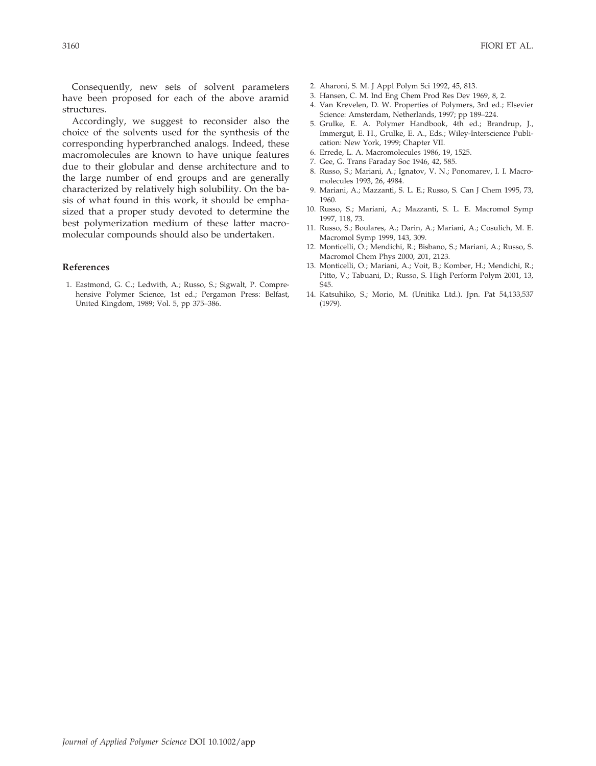Consequently, new sets of solvent parameters have been proposed for each of the above aramid structures.

Accordingly, we suggest to reconsider also the choice of the solvents used for the synthesis of the corresponding hyperbranched analogs. Indeed, these macromolecules are known to have unique features due to their globular and dense architecture and to the large number of end groups and are generally characterized by relatively high solubility. On the basis of what found in this work, it should be emphasized that a proper study devoted to determine the best polymerization medium of these latter macromolecular compounds should also be undertaken.

## References

1. Eastmond, G. C.; Ledwith, A.; Russo, S.; Sigwalt, P. Comprehensive Polymer Science, 1st ed.; Pergamon Press: Belfast, United Kingdom, 1989; Vol. 5, pp 375–386.
2. Aharoni, S. M. J Appl Polym Sci 1992, 45, 813.
3. Hansen, C. M. Ind Eng Chem Prod Res Dev 1969, 8, 2.
4. Van Krevelen, D. W. Properties of Polymers, 3rd ed.; Elsevier Science: Amsterdam, Netherlands, 1997; pp 189–224.
5. Grulke, E. A. Polymer Handbook, 4th ed.; Brandrup, J., Immergut, E. H., Grulke, E. A., Eds.; Wiley-Interscience Publication: New York, 1999; Chapter VII.
6. Errede, L. A. Macromolecules 1986, 19, 1525.
7. Gee, G. Trans Faraday Soc 1946, 42, 585.
8. Russo, S.; Mariani, A.; Ignatov, V. N.; Ponomarev, I. I. Macromolecules 1993, 26, 4984.
9. Mariani, A.; Mazzanti, S. L. E.; Russo, S. Can J Chem 1995, 73, 1960.
10. Russo, S.; Mariani, A.; Mazzanti, S. L. E. Macromol Symp 1997, 118, 73.
11. Russo, S.; Boulares, A.; Darin, A.; Mariani, A.; Cosulich, M. E. Macromol Symp 1999, 143, 309.
12. Monticelli, O.; Mendichi, R.; Bisbano, S.; Mariani, A.; Russo, S. Macromol Chem Phys 2000, 201, 2123.
13. Monticelli, O.; Mariani, A.; Voit, B.; Komber, H.; Mendichi, R.; Pitto, V.; Tabuani, D.; Russo, S. High Perform Polym 2001, 13, S45.
14. Katsuhiko, S.; Morio, M. (Unitika Ltd.). Jpn. Pat 54,133,537 (1979).